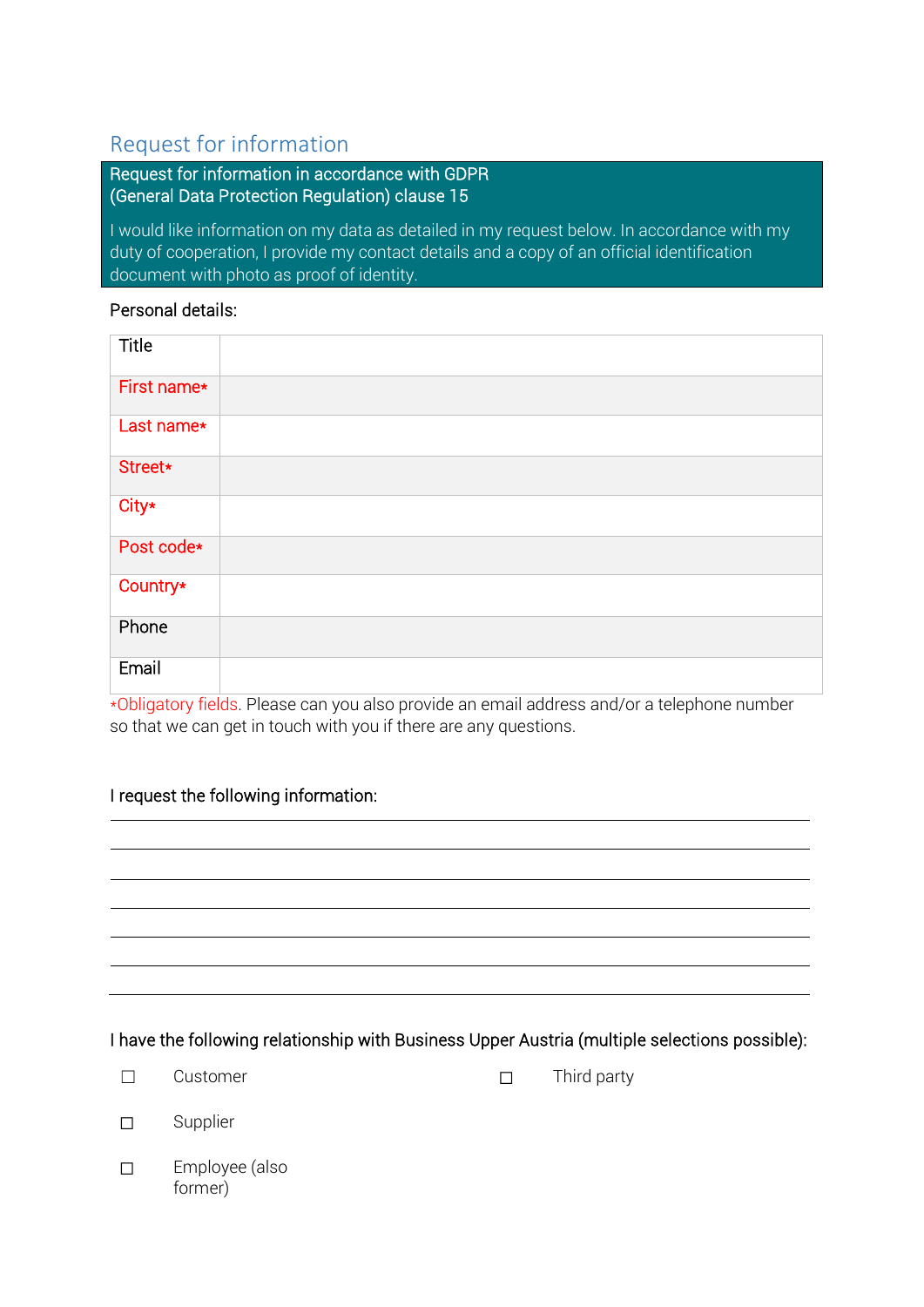## Request for information

**Request for information in accordance with GDPR (General Data Protection Regulation) clause 15**

I would like information on my data as detailed in my request below. In accordance with my duty of cooperation, I provide my contact details and a copy of an official identification document with photo as proof of identity.

Personal details:

| | |
|---|---|
| Title | |
| First name* | |
| Last name* | |
| Street* | |
| City* | |
| Post code* | |
| Country* | |
| Phone | |
| Email | |

*Obligatory fields. Please can you also provide an email address and/or a telephone number so that we can get in touch with you if there are any questions.

I request the following information:

\_\_\_\_\_\_\_\_\_\_\_\_\_\_\_\_\_\_\_\_\_\_\_\_\_\_\_\_\_\_\_\_\_\_\_\_\_\_\_\_\_\_\_\_\_\_\_\_

\_\_\_\_\_\_\_\_\_\_\_\_\_\_\_\_\_\_\_\_\_\_\_\_\_\_\_\_\_\_\_\_\_\_\_\_\_\_\_\_\_\_\_\_\_\_\_\_

\_\_\_\_\_\_\_\_\_\_\_\_\_\_\_\_\_\_\_\_\_\_\_\_\_\_\_\_\_\_\_\_\_\_\_\_\_\_\_\_\_\_\_\_\_\_\_\_

\_\_\_\_\_\_\_\_\_\_\_\_\_\_\_\_\_\_\_\_\_\_\_\_\_\_\_\_\_\_\_\_\_\_\_\_\_\_\_\_\_\_\_\_\_\_\_\_

\_\_\_\_\_\_\_\_\_\_\_\_\_\_\_\_\_\_\_\_\_\_\_\_\_\_\_\_\_\_\_\_\_\_\_\_\_\_\_\_\_\_\_\_\_\_\_\_

\_\_\_\_\_\_\_\_\_\_\_\_\_\_\_\_\_\_\_\_\_\_\_\_\_\_\_\_\_\_\_\_\_\_\_\_\_\_\_\_\_\_\_\_\_\_\_\_

I have the following relationship with Business Upper Austria (multiple selections possible):

- ☐ Customer
- ☐ Supplier
- ☐ Employee (also former)
- ☐ Third party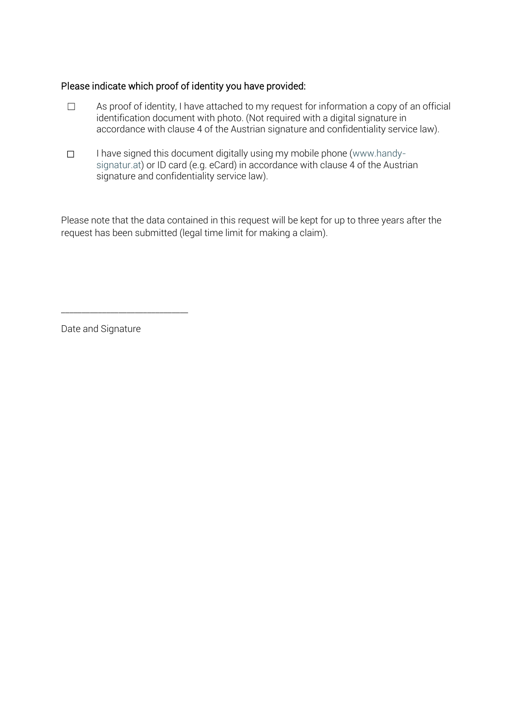Please indicate which proof of identity you have provided:

☐ As proof of identity, I have attached to my request for information a copy of an official identification document with photo. (Not required with a digital signature in accordance with clause 4 of the Austrian signature and confidentiality service law).

☐ I have signed this document digitally using my mobile phone (www.handy-signatur.at) or ID card (e.g. eCard) in accordance with clause 4 of the Austrian signature and confidentiality service law).

Please note that the data contained in this request will be kept for up to three years after the request has been submitted (legal time limit for making a claim).

___________________________

Date and Signature